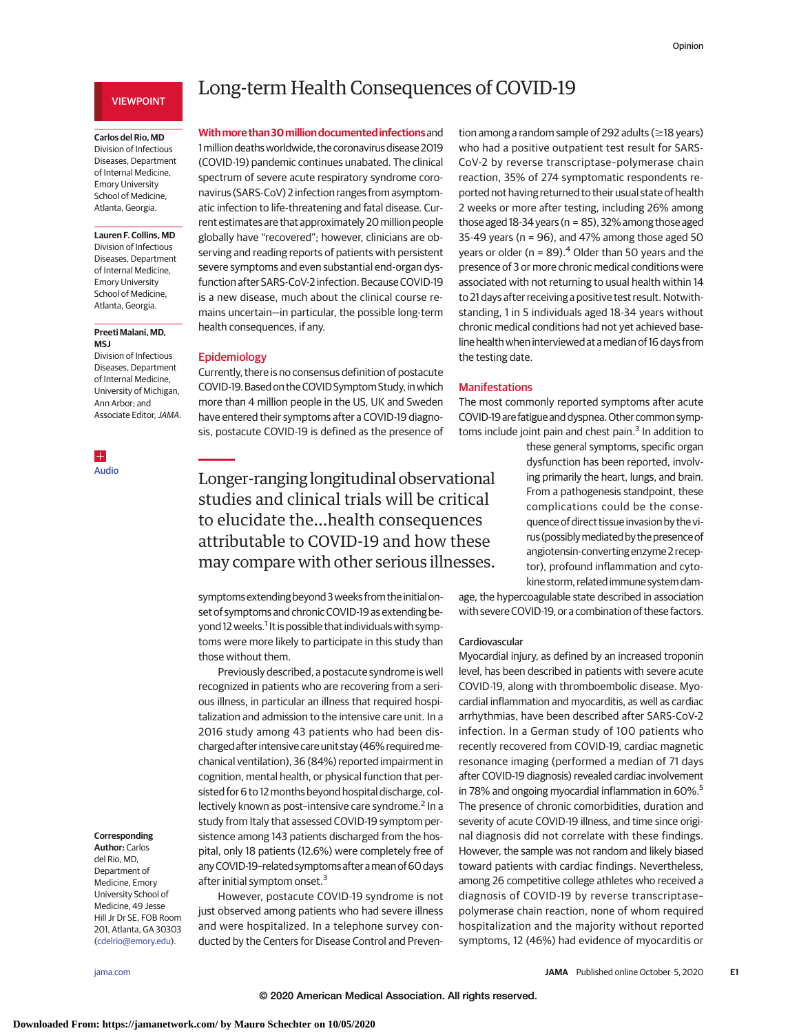VIEWPOINT

# Long-term Health Consequences of COVID-19

**Carlos del Rio, MD**
Division of Infectious Diseases, Department of Internal Medicine, Emory University School of Medicine, Atlanta, Georgia.

**Lauren F. Collins, MD**
Division of Infectious Diseases, Department of Internal Medicine, Emory University School of Medicine, Atlanta, Georgia.

**Preeti Malani, MD, MSJ**
Division of Infectious Diseases, Department of Internal Medicine, University of Michigan, Ann Arbor; and Associate Editor, *JAMA*.

Audio

**Corresponding Author:** Carlos del Rio, MD, Department of Medicine, Emory University School of Medicine, 49 Jesse Hill Jr Dr SE, FOB Room 201, Atlanta, GA 30303 (cdelrio@emory.edu).

**With more than 30 million documented infections** and 1 million deaths worldwide, the coronavirus disease 2019 (COVID-19) pandemic continues unabated. The clinical spectrum of severe acute respiratory syndrome coronavirus (SARS-CoV) 2 infection ranges from asymptomatic infection to life-threatening and fatal disease. Current estimates are that approximately 20 million people globally have "recovered"; however, clinicians are observing and reading reports of patients with persistent severe symptoms and even substantial end-organ dysfunction after SARS-CoV-2 infection. Because COVID-19 is a new disease, much about the clinical course remains uncertain—in particular, the possible long-term health consequences, if any.

## Epidemiology

Currently, there is no consensus definition of postacute COVID-19. Based on the COVID Symptom Study, in which more than 4 million people in the US, UK and Sweden have entered their symptoms after a COVID-19 diagnosis, postacute COVID-19 is defined as the presence of symptoms extending beyond 3 weeks from the initial onset of symptoms and chronic COVID-19 as extending beyond 12 weeks.[1] It is possible that individuals with symptoms were more likely to participate in this study than those without them.

> Longer-ranging longitudinal observational studies and clinical trials will be critical to elucidate the...health consequences attributable to COVID-19 and how these may compare with other serious illnesses.

Previously described, a postacute syndrome is well recognized in patients who are recovering from a serious illness, in particular an illness that required hospitalization and admission to the intensive care unit. In a 2016 study among 43 patients who had been discharged after intensive care unit stay (46% required mechanical ventilation), 36 (84%) reported impairment in cognition, mental health, or physical function that persisted for 6 to 12 months beyond hospital discharge, collectively known as post–intensive care syndrome.[2] In a study from Italy that assessed COVID-19 symptom persistence among 143 patients discharged from the hospital, only 18 patients (12.6%) were completely free of any COVID-19–related symptoms after a mean of 60 days after initial symptom onset.[3]

However, postacute COVID-19 syndrome is not just observed among patients who had severe illness and were hospitalized. In a telephone survey conducted by the Centers for Disease Control and Prevention among a random sample of 292 adults (≥18 years) who had a positive outpatient test result for SARS-CoV-2 by reverse transcriptase–polymerase chain reaction, 35% of 274 symptomatic respondents reported not having returned to their usual state of health 2 weeks or more after testing, including 26% among those aged 18-34 years (n = 85), 32% among those aged 35-49 years (n = 96), and 47% among those aged 50 years or older (n = 89).[4] Older than 50 years and the presence of 3 or more chronic medical conditions were associated with not returning to usual health within 14 to 21 days after receiving a positive test result. Notwithstanding, 1 in 5 individuals aged 18-34 years without chronic medical conditions had not yet achieved baseline health when interviewed at a median of 16 days from the testing date.

## Manifestations

The most commonly reported symptoms after acute COVID-19 are fatigue and dyspnea. Other common symptoms include joint pain and chest pain.[3] In addition to these general symptoms, specific organ dysfunction has been reported, involving primarily the heart, lungs, and brain. From a pathogenesis standpoint, these complications could be the consequence of direct tissue invasion by the virus (possibly mediated by the presence of angiotensin-converting enzyme 2 receptor), profound inflammation and cytokine storm, related immune system damage, the hypercoagulable state described in association with severe COVID-19, or a combination of these factors.

### Cardiovascular

Myocardial injury, as defined by an increased troponin level, has been described in patients with severe acute COVID-19, along with thromboembolic disease. Myocardial inflammation and myocarditis, as well as cardiac arrhythmias, have been described after SARS-CoV-2 infection. In a German study of 100 patients who recently recovered from COVID-19, cardiac magnetic resonance imaging (performed a median of 71 days after COVID-19 diagnosis) revealed cardiac involvement in 78% and ongoing myocardial inflammation in 60%.[5] The presence of chronic comorbidities, duration and severity of acute COVID-19 illness, and time since original diagnosis did not correlate with these findings. However, the sample was not random and likely biased toward patients with cardiac findings. Nevertheless, among 26 competitive college athletes who received a diagnosis of COVID-19 by reverse transcriptase–polymerase chain reaction, none of whom required hospitalization and the majority without reported symptoms, 12 (46%) had evidence of myocarditis or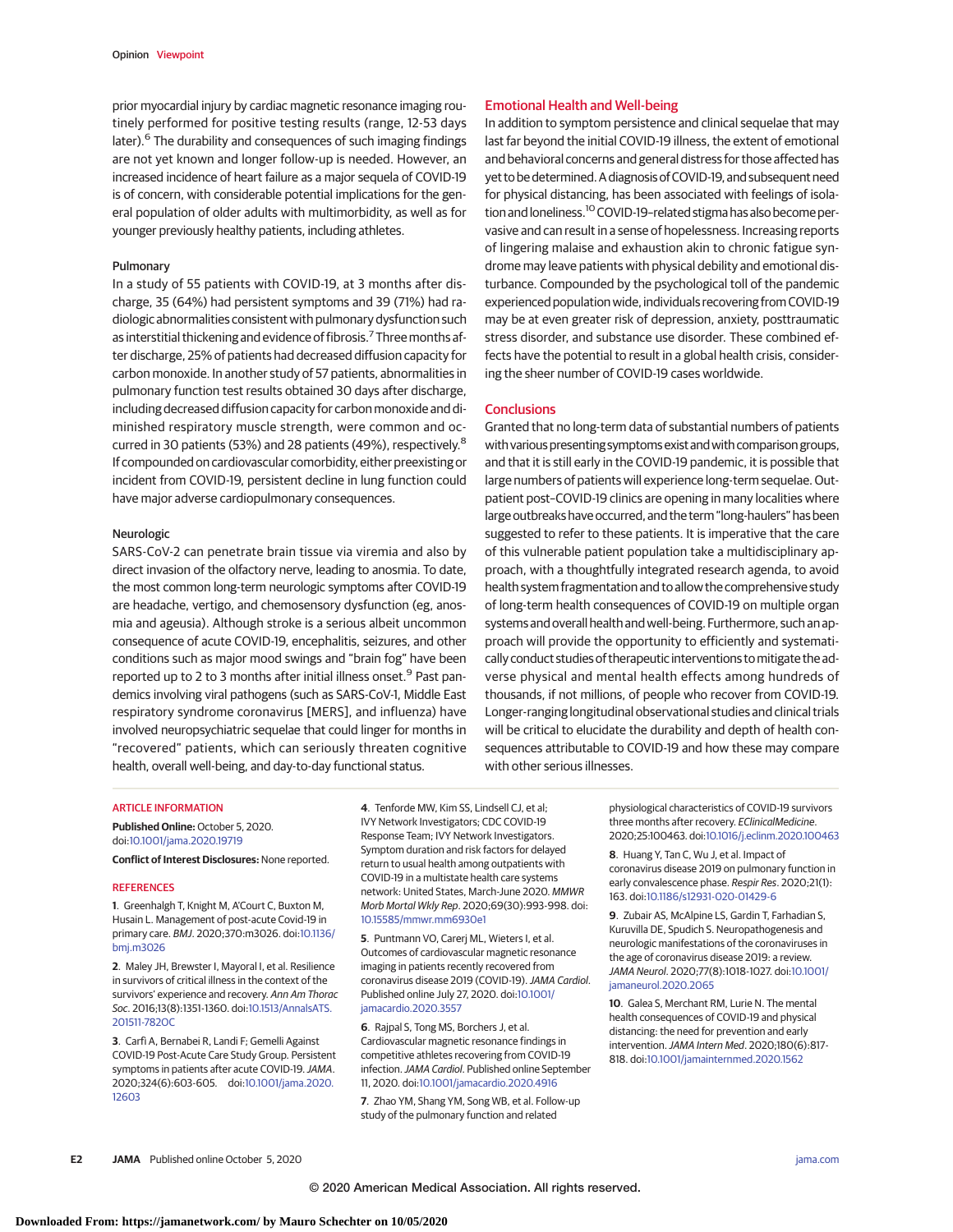prior myocardial injury by cardiac magnetic resonance imaging routinely performed for positive testing results (range, 12-53 days later).[6] The durability and consequences of such imaging findings are not yet known and longer follow-up is needed. However, an increased incidence of heart failure as a major sequela of COVID-19 is of concern, with considerable potential implications for the general population of older adults with multimorbidity, as well as for younger previously healthy patients, including athletes.

### Pulmonary

In a study of 55 patients with COVID-19, at 3 months after discharge, 35 (64%) had persistent symptoms and 39 (71%) had radiologic abnormalities consistent with pulmonary dysfunction such as interstitial thickening and evidence of fibrosis.[7] Three months after discharge, 25% of patients had decreased diffusion capacity for carbon monoxide. In another study of 57 patients, abnormalities in pulmonary function test results obtained 30 days after discharge, including decreased diffusion capacity for carbon monoxide and diminished respiratory muscle strength, were common and occurred in 30 patients (53%) and 28 patients (49%), respectively.[8] If compounded on cardiovascular comorbidity, either preexisting or incident from COVID-19, persistent decline in lung function could have major adverse cardiopulmonary consequences.

### Neurologic

SARS-CoV-2 can penetrate brain tissue via viremia and also by direct invasion of the olfactory nerve, leading to anosmia. To date, the most common long-term neurologic symptoms after COVID-19 are headache, vertigo, and chemosensory dysfunction (eg, anosmia and ageusia). Although stroke is a serious albeit uncommon consequence of acute COVID-19, encephalitis, seizures, and other conditions such as major mood swings and "brain fog" have been reported up to 2 to 3 months after initial illness onset.[9] Past pandemics involving viral pathogens (such as SARS-CoV-1, Middle East respiratory syndrome coronavirus [MERS], and influenza) have involved neuropsychiatric sequelae that could linger for months in "recovered" patients, which can seriously threaten cognitive health, overall well-being, and day-to-day functional status.

## Emotional Health and Well-being

In addition to symptom persistence and clinical sequelae that may last far beyond the initial COVID-19 illness, the extent of emotional and behavioral concerns and general distress for those affected has yet to be determined. A diagnosis of COVID-19, and subsequent need for physical distancing, has been associated with feelings of isolation and loneliness.[10] COVID-19–related stigma has also become pervasive and can result in a sense of hopelessness. Increasing reports of lingering malaise and exhaustion akin to chronic fatigue syndrome may leave patients with physical debility and emotional disturbance. Compounded by the psychological toll of the pandemic experienced population wide, individuals recovering from COVID-19 may be at even greater risk of depression, anxiety, posttraumatic stress disorder, and substance use disorder. These combined effects have the potential to result in a global health crisis, considering the sheer number of COVID-19 cases worldwide.

## Conclusions

Granted that no long-term data of substantial numbers of patients with various presenting symptoms exist and with comparison groups, and that it is still early in the COVID-19 pandemic, it is possible that large numbers of patients will experience long-term sequelae. Outpatient post–COVID-19 clinics are opening in many localities where large outbreaks have occurred, and the term "long-haulers" has been suggested to refer to these patients. It is imperative that the care of this vulnerable patient population take a multidisciplinary approach, with a thoughtfully integrated research agenda, to avoid health system fragmentation and to allow the comprehensive study of long-term health consequences of COVID-19 on multiple organ systems and overall health and well-being. Furthermore, such an approach will provide the opportunity to efficiently and systematically conduct studies of therapeutic interventions to mitigate the adverse physical and mental health effects among hundreds of thousands, if not millions, of people who recover from COVID-19. Longer-ranging longitudinal observational studies and clinical trials will be critical to elucidate the durability and depth of health consequences attributable to COVID-19 and how these may compare with other serious illnesses.

## ARTICLE INFORMATION

**Published Online:** October 5, 2020. doi:10.1001/jama.2020.19719

**Conflict of Interest Disclosures:** None reported.

## REFERENCES

1. Greenhalgh T, Knight M, A'Court C, Buxton M, Husain L. Management of post-acute Covid-19 in primary care. *BMJ*. 2020;370:m3026. doi:10.1136/bmj.m3026

2. Maley JH, Brewster I, Mayoral I, et al. Resilience in survivors of critical illness in the context of the survivors' experience and recovery. *Ann Am Thorac Soc*. 2016;13(8):1351-1360. doi:10.1513/AnnalsATS.201511-782OC

3. Carfì A, Bernabei R, Landi F; Gemelli Against COVID-19 Post-Acute Care Study Group. Persistent symptoms in patients after acute COVID-19. *JAMA*. 2020;324(6):603-605. doi:10.1001/jama.2020.12603

4. Tenforde MW, Kim SS, Lindsell CJ, et al; IVY Network Investigators; CDC COVID-19 Response Team; IVY Network Investigators. Symptom duration and risk factors for delayed return to usual health among outpatients with COVID-19 in a multistate health care systems network: United States, March-June 2020. *MMWR Morb Mortal Wkly Rep*. 2020;69(30):993-998. doi:10.15585/mmwr.mm6930e1

5. Puntmann VO, Carerj ML, Wieters I, et al. Outcomes of cardiovascular magnetic resonance imaging in patients recently recovered from coronavirus disease 2019 (COVID-19). *JAMA Cardiol*. Published online July 27, 2020. doi:10.1001/jamacardio.2020.3557

6. Rajpal S, Tong MS, Borchers J, et al. Cardiovascular magnetic resonance findings in competitive athletes recovering from COVID-19 infection. *JAMA Cardiol*. Published online September 11, 2020. doi:10.1001/jamacardio.2020.4916

7. Zhao YM, Shang YM, Song WB, et al. Follow-up study of the pulmonary function and related physiological characteristics of COVID-19 survivors three months after recovery. *EClinicalMedicine*. 2020;25:100463. doi:10.1016/j.eclinm.2020.100463

8. Huang Y, Tan C, Wu J, et al. Impact of coronavirus disease 2019 on pulmonary function in early convalescence phase. *Respir Res*. 2020;21(1):163. doi:10.1186/s12931-020-01429-6

9. Zubair AS, McAlpine LS, Gardin T, Farhadian S, Kuruvilla DE, Spudich S. Neuropathogenesis and neurologic manifestations of the coronaviruses in the age of coronavirus disease 2019: a review. *JAMA Neurol*. 2020;77(8):1018-1027. doi:10.1001/jamaneurol.2020.2065

10. Galea S, Merchant RM, Lurie N. The mental health consequences of COVID-19 and physical distancing: the need for prevention and early intervention. *JAMA Intern Med*. 2020;180(6):817-818. doi:10.1001/jamainternmed.2020.1562